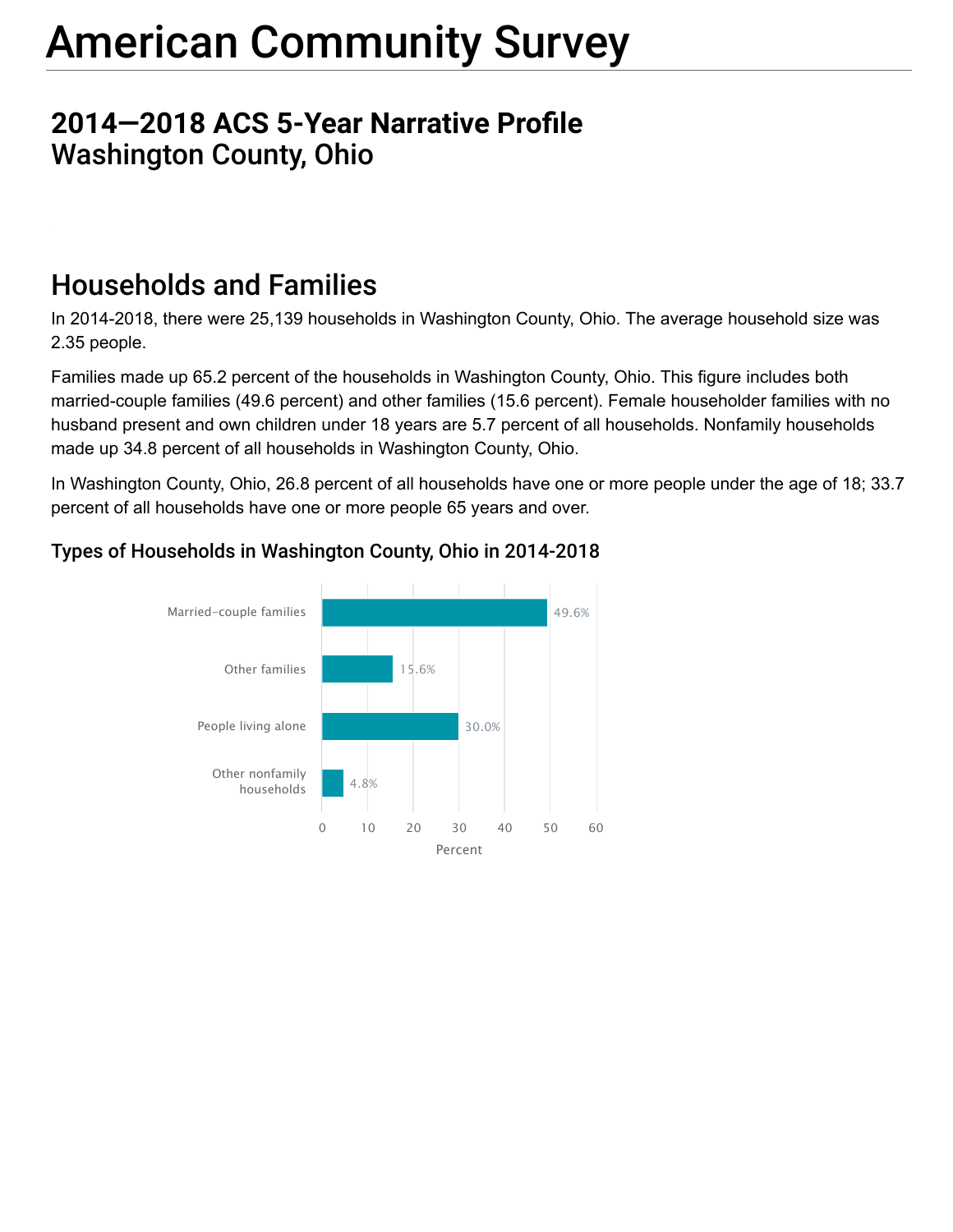# American Community Survey

## 2014—2018 ACS 5-Year Narrative Profile
## Washington County, Ohio

## Households and Families

In 2014-2018, there were 25,139 households in Washington County, Ohio. The average household size was 2.35 people.

Families made up 65.2 percent of the households in Washington County, Ohio. This figure includes both married-couple families (49.6 percent) and other families (15.6 percent). Female householder families with no husband present and own children under 18 years are 5.7 percent of all households. Nonfamily households made up 34.8 percent of all households in Washington County, Ohio.

In Washington County, Ohio, 26.8 percent of all households have one or more people under the age of 18; 33.7 percent of all households have one or more people 65 years and over.

### Types of Households in Washington County, Ohio in 2014-2018

| Household type | Percent |
|---|---|
| Married-couple families | 49.6% |
| Other families | 15.6% |
| People living alone | 30.0% |
| Other nonfamily households | 4.8% |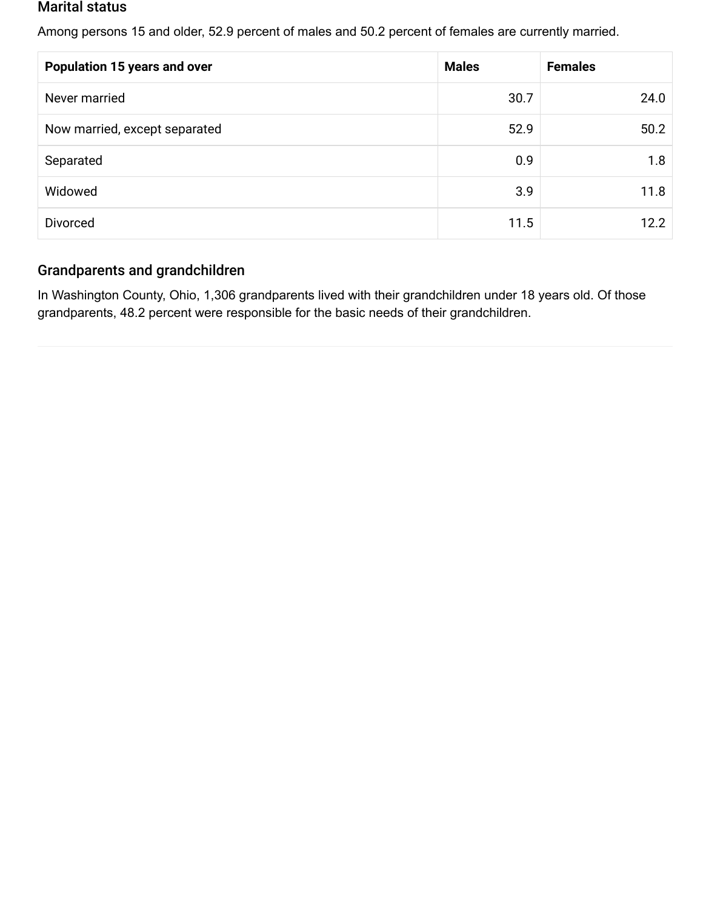## Marital status

Among persons 15 and older, 52.9 percent of males and 50.2 percent of females are currently married.

| Population 15 years and over | Males | Females |
|---|---|---|
| Never married | 30.7 | 24.0 |
| Now married, except separated | 52.9 | 50.2 |
| Separated | 0.9 | 1.8 |
| Widowed | 3.9 | 11.8 |
| Divorced | 11.5 | 12.2 |

## Grandparents and grandchildren

In Washington County, Ohio, 1,306 grandparents lived with their grandchildren under 18 years old. Of those grandparents, 48.2 percent were responsible for the basic needs of their grandchildren.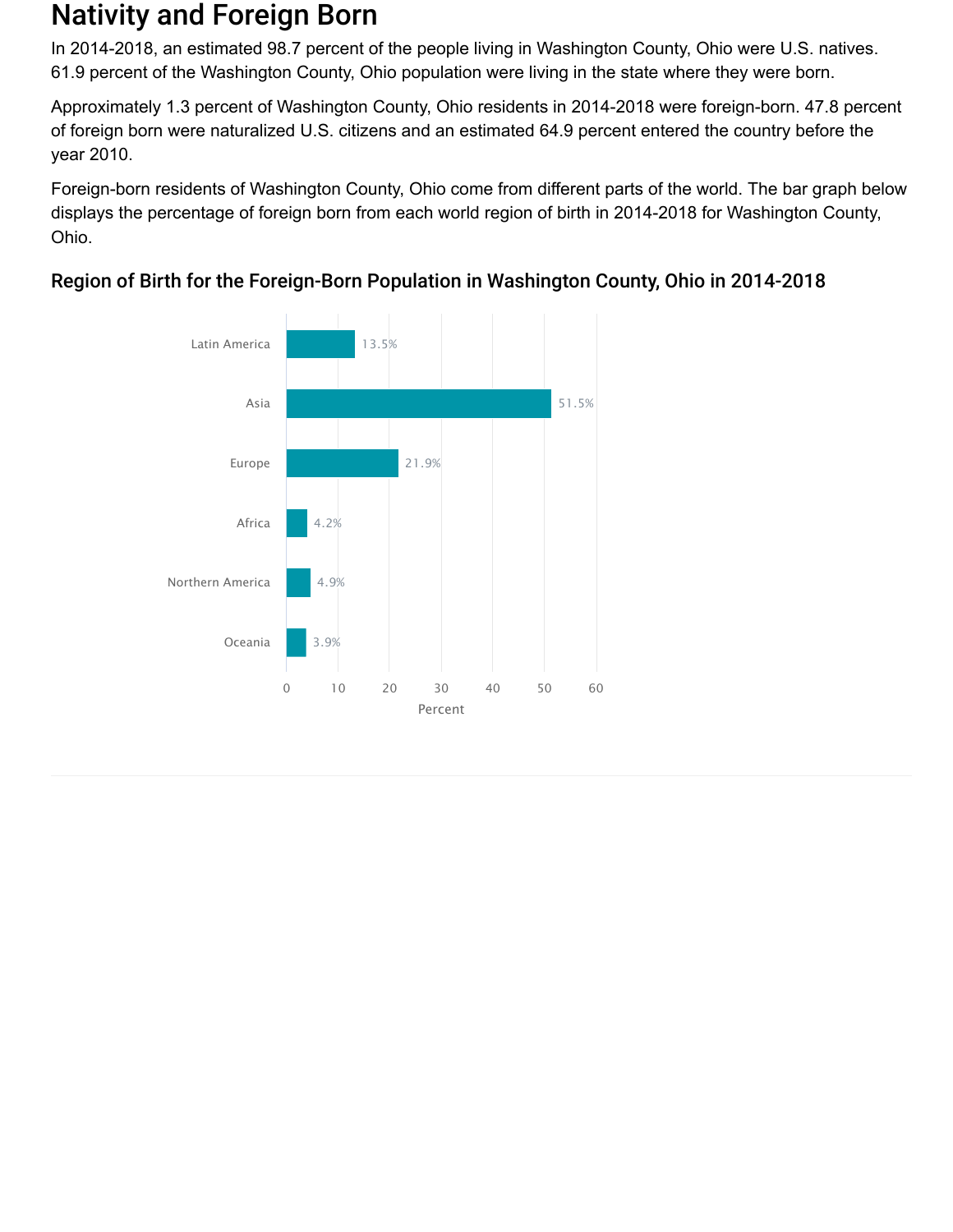# Nativity and Foreign Born

In 2014-2018, an estimated 98.7 percent of the people living in Washington County, Ohio were U.S. natives. 61.9 percent of the Washington County, Ohio population were living in the state where they were born.

Approximately 1.3 percent of Washington County, Ohio residents in 2014-2018 were foreign-born. 47.8 percent of foreign born were naturalized U.S. citizens and an estimated 64.9 percent entered the country before the year 2010.

Foreign-born residents of Washington County, Ohio come from different parts of the world. The bar graph below displays the percentage of foreign born from each world region of birth in 2014-2018 for Washington County, Ohio.

## Region of Birth for the Foreign-Born Population in Washington County, Ohio in 2014-2018

| Region | Percent |
| --- | --- |
| Latin America | 13.5% |
| Asia | 51.5% |
| Europe | 21.9% |
| Africa | 4.2% |
| Northern America | 4.9% |
| Oceania | 3.9% |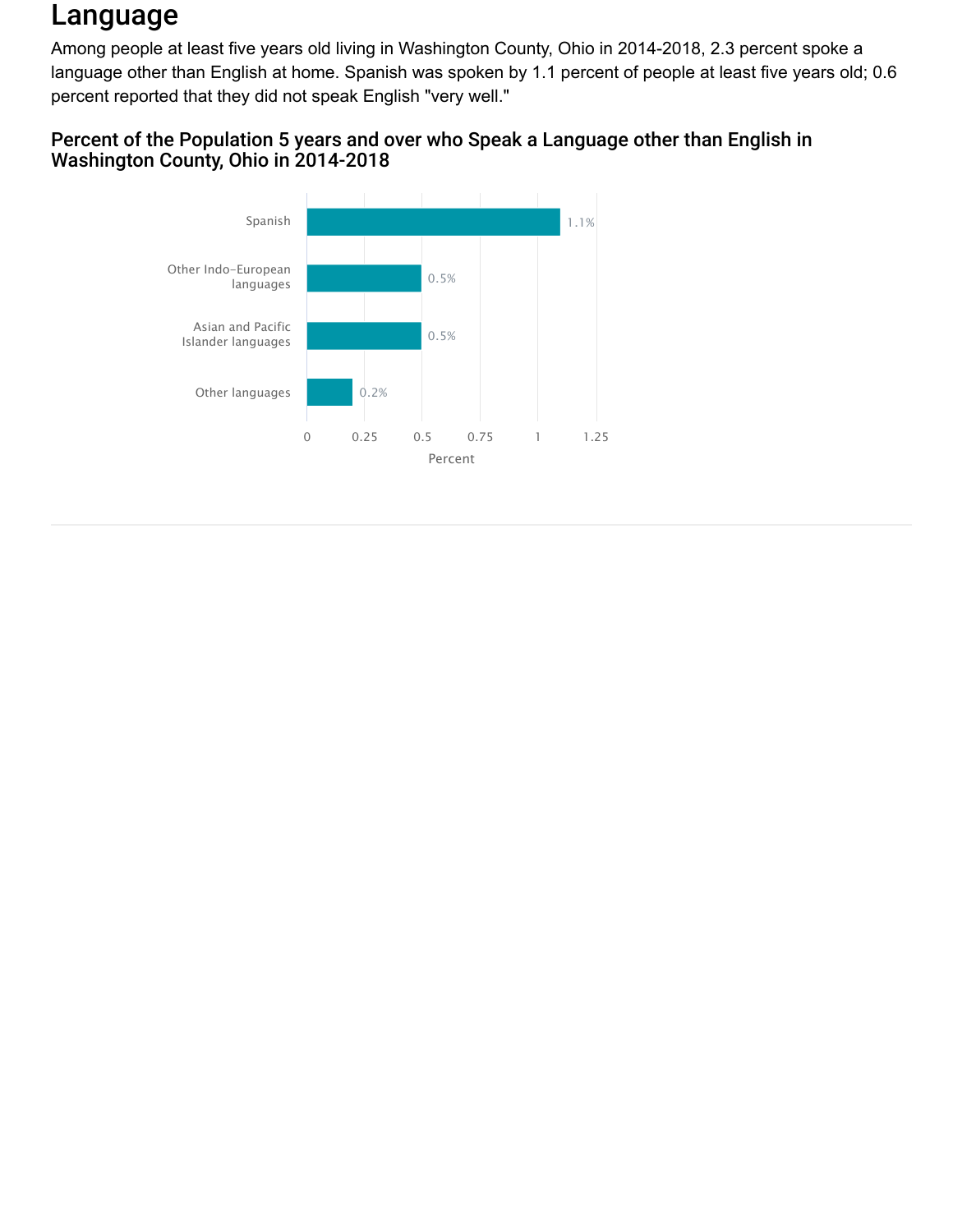# Language

Among people at least five years old living in Washington County, Ohio in 2014-2018, 2.3 percent spoke a language other than English at home. Spanish was spoken by 1.1 percent of people at least five years old; 0.6 percent reported that they did not speak English "very well."

## Percent of the Population 5 years and over who Speak a Language other than English in Washington County, Ohio in 2014-2018

| Language | Percent |
| --- | --- |
| Spanish | 1.1% |
| Other Indo-European languages | 0.5% |
| Asian and Pacific Islander languages | 0.5% |
| Other languages | 0.2% |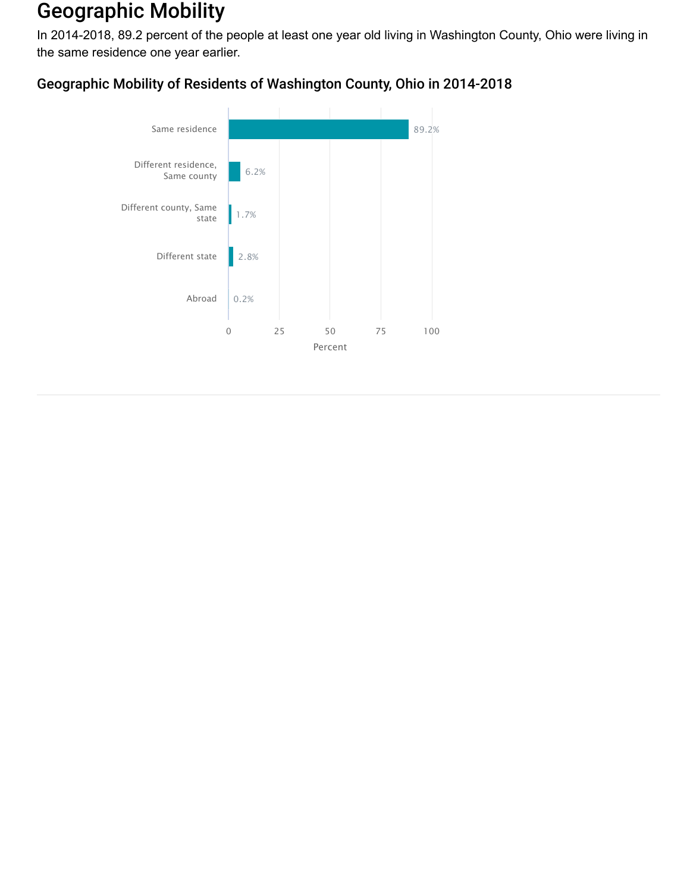# Geographic Mobility

In 2014-2018, 89.2 percent of the people at least one year old living in Washington County, Ohio were living in the same residence one year earlier.

### Geographic Mobility of Residents of Washington County, Ohio in 2014-2018

| Category | Percent |
| --- | --- |
| Same residence | 89.2% |
| Different residence, Same county | 6.2% |
| Different county, Same state | 1.7% |
| Different state | 2.8% |
| Abroad | 0.2% |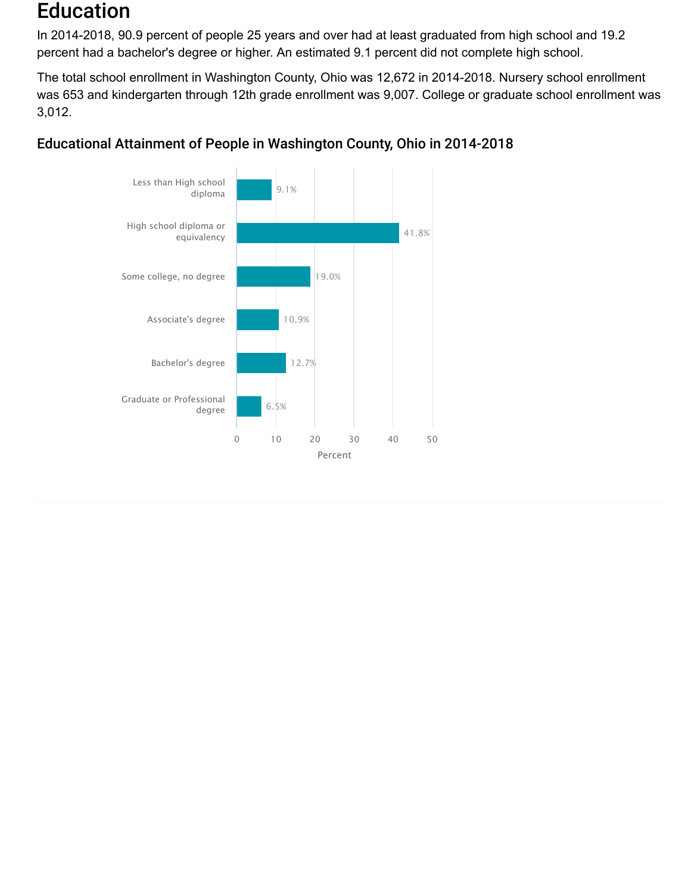# Education

In 2014-2018, 90.9 percent of people 25 years and over had at least graduated from high school and 19.2 percent had a bachelor's degree or higher. An estimated 9.1 percent did not complete high school.

The total school enrollment in Washington County, Ohio was 12,672 in 2014-2018. Nursery school enrollment was 653 and kindergarten through 12th grade enrollment was 9,007. College or graduate school enrollment was 3,012.

## Educational Attainment of People in Washington County, Ohio in 2014-2018

| Educational Attainment | Percent |
|---|---|
| Less than High school diploma | 9.1% |
| High school diploma or equivalency | 41.8% |
| Some college, no degree | 19.0% |
| Associate's degree | 10.9% |
| Bachelor's degree | 12.7% |
| Graduate or Professional degree | 6.5% |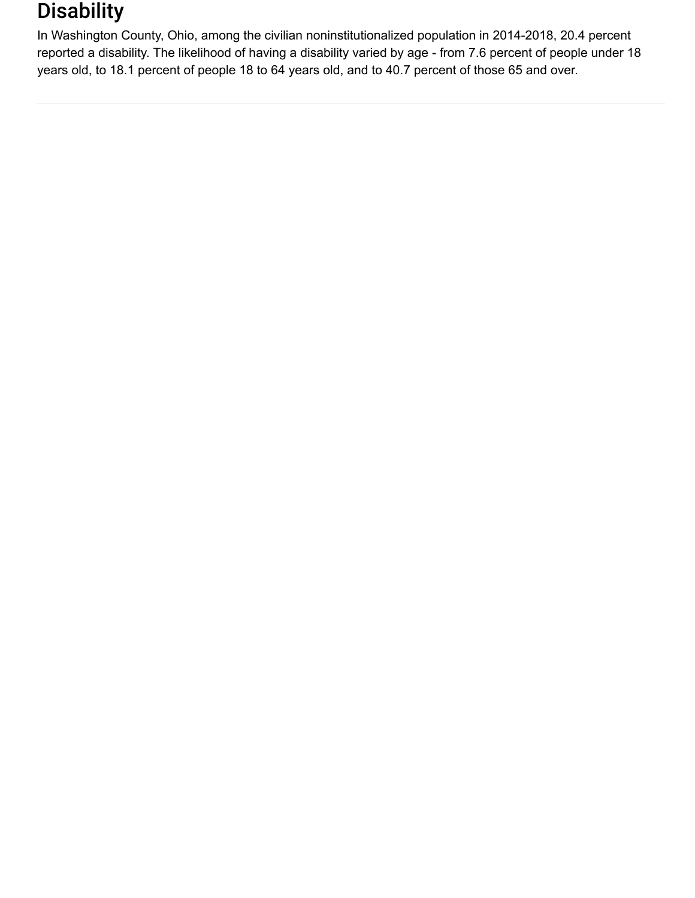## Disability

In Washington County, Ohio, among the civilian noninstitutionalized population in 2014-2018, 20.4 percent reported a disability. The likelihood of having a disability varied by age - from 7.6 percent of people under 18 years old, to 18.1 percent of people 18 to 64 years old, and to 40.7 percent of those 65 and over.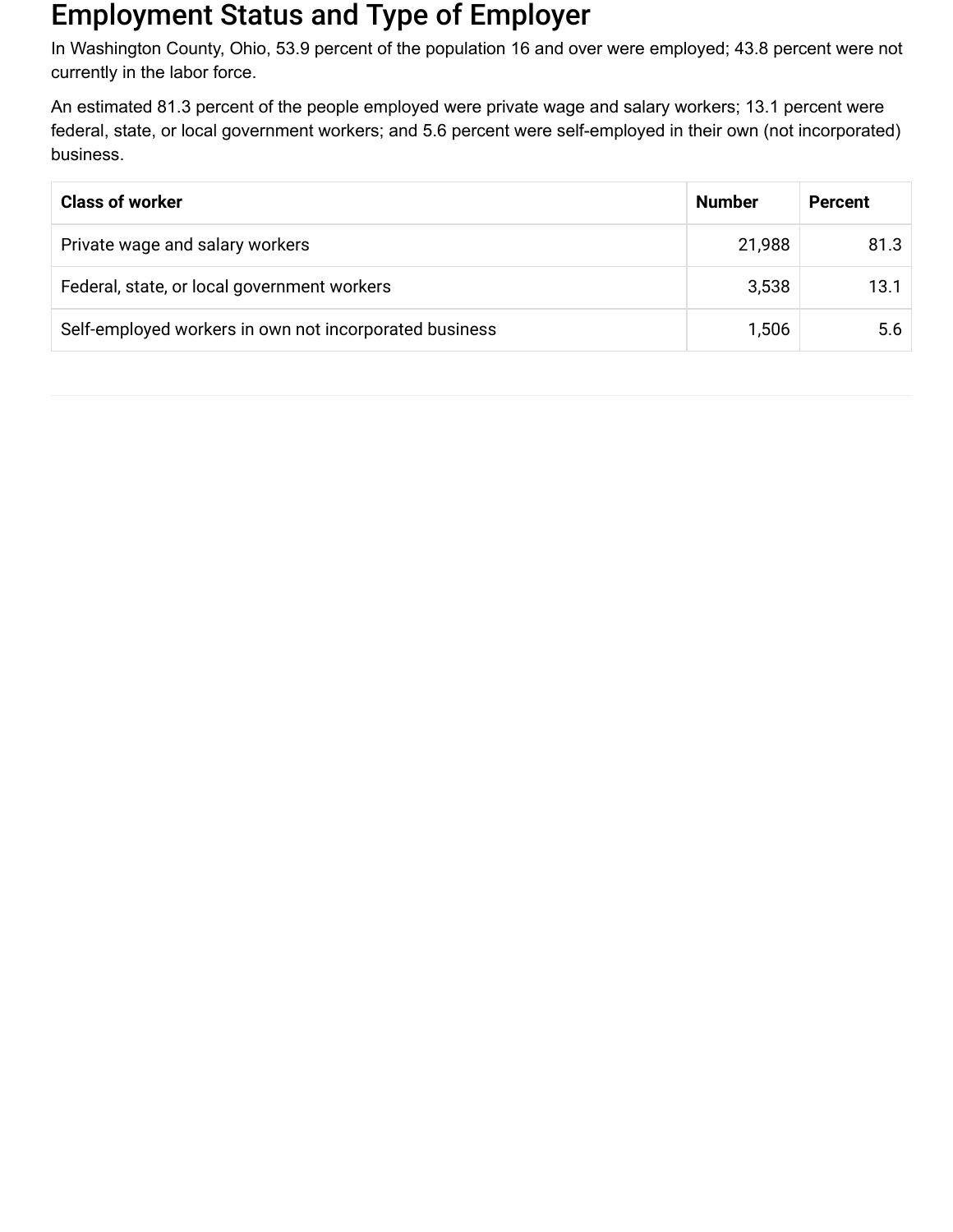# Employment Status and Type of Employer

In Washington County, Ohio, 53.9 percent of the population 16 and over were employed; 43.8 percent were not currently in the labor force.

An estimated 81.3 percent of the people employed were private wage and salary workers; 13.1 percent were federal, state, or local government workers; and 5.6 percent were self-employed in their own (not incorporated) business.

| Class of worker | Number | Percent |
| --- | --- | --- |
| Private wage and salary workers | 21,988 | 81.3 |
| Federal, state, or local government workers | 3,538 | 13.1 |
| Self-employed workers in own not incorporated business | 1,506 | 5.6 |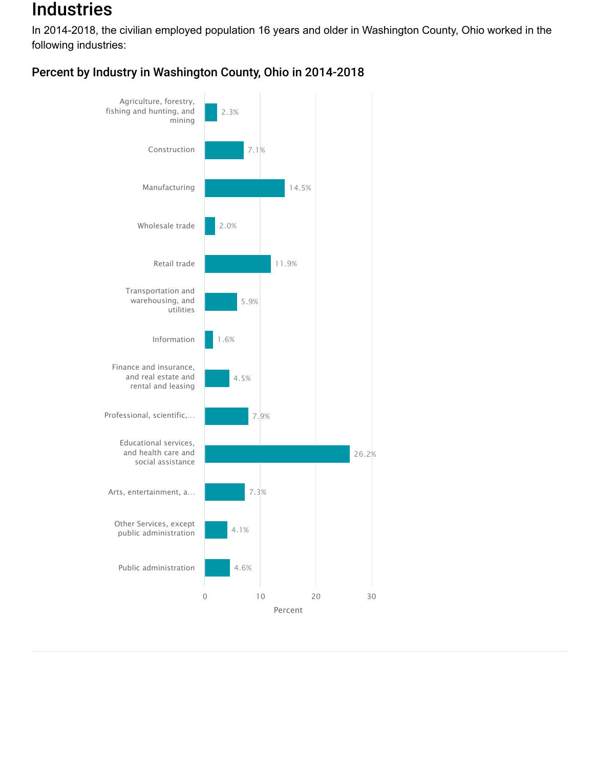# Industries

In 2014-2018, the civilian employed population 16 years and older in Washington County, Ohio worked in the following industries:

## Percent by Industry in Washington County, Ohio in 2014-2018

| Industry | Percent |
| --- | --- |
| Agriculture, forestry, fishing and hunting, and mining | 2.3% |
| Construction | 7.1% |
| Manufacturing | 14.5% |
| Wholesale trade | 2.0% |
| Retail trade | 11.9% |
| Transportation and warehousing, and utilities | 5.9% |
| Information | 1.6% |
| Finance and insurance, and real estate and rental and leasing | 4.5% |
| Professional, scientific,... | 7.9% |
| Educational services, and health care and social assistance | 26.2% |
| Arts, entertainment, a... | 7.3% |
| Other Services, except public administration | 4.1% |
| Public administration | 4.6% |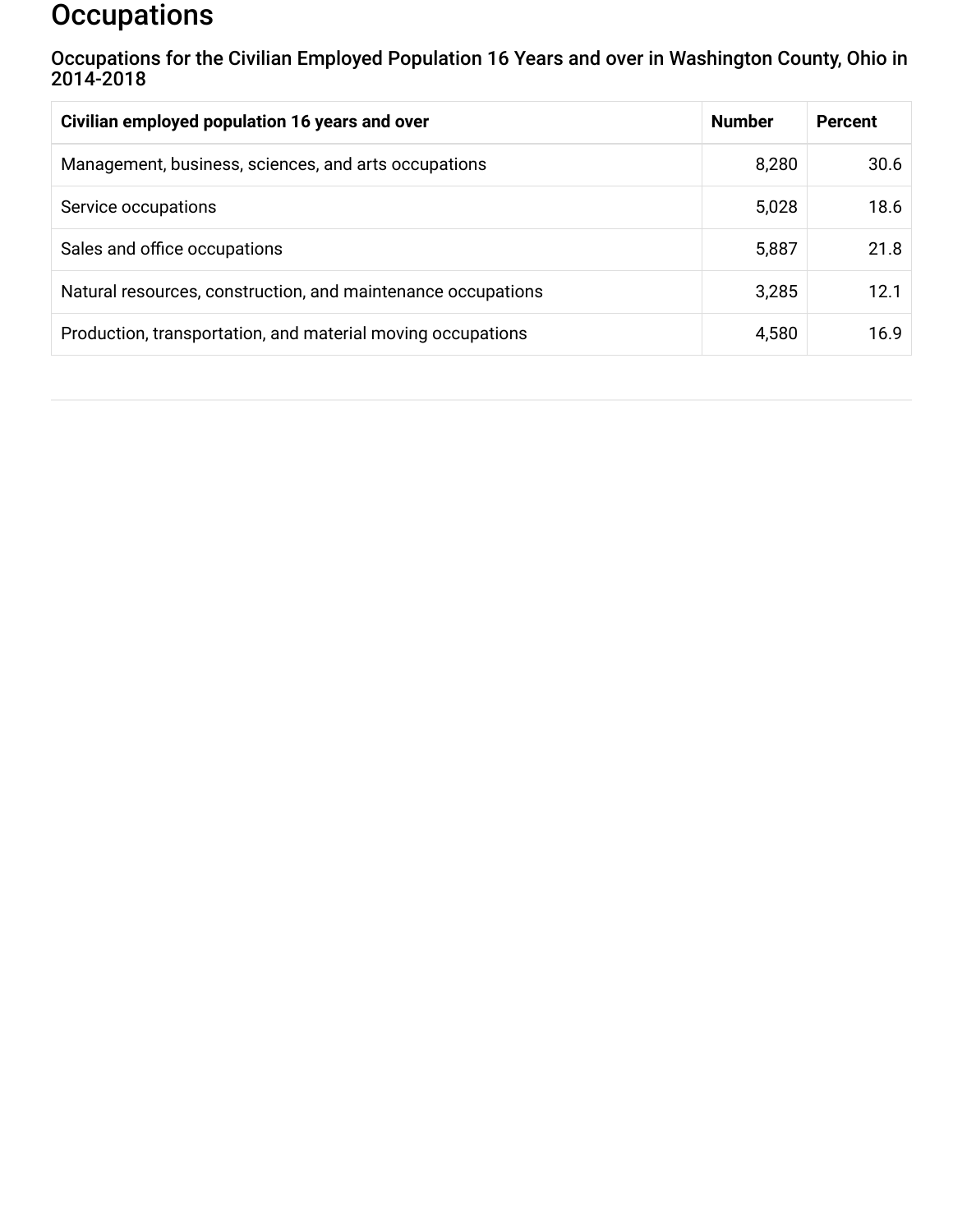# Occupations

## Occupations for the Civilian Employed Population 16 Years and over in Washington County, Ohio in 2014-2018

| Civilian employed population 16 years and over | Number | Percent |
| --- | --- | --- |
| Management, business, sciences, and arts occupations | 8,280 | 30.6 |
| Service occupations | 5,028 | 18.6 |
| Sales and office occupations | 5,887 | 21.8 |
| Natural resources, construction, and maintenance occupations | 3,285 | 12.1 |
| Production, transportation, and material moving occupations | 4,580 | 16.9 |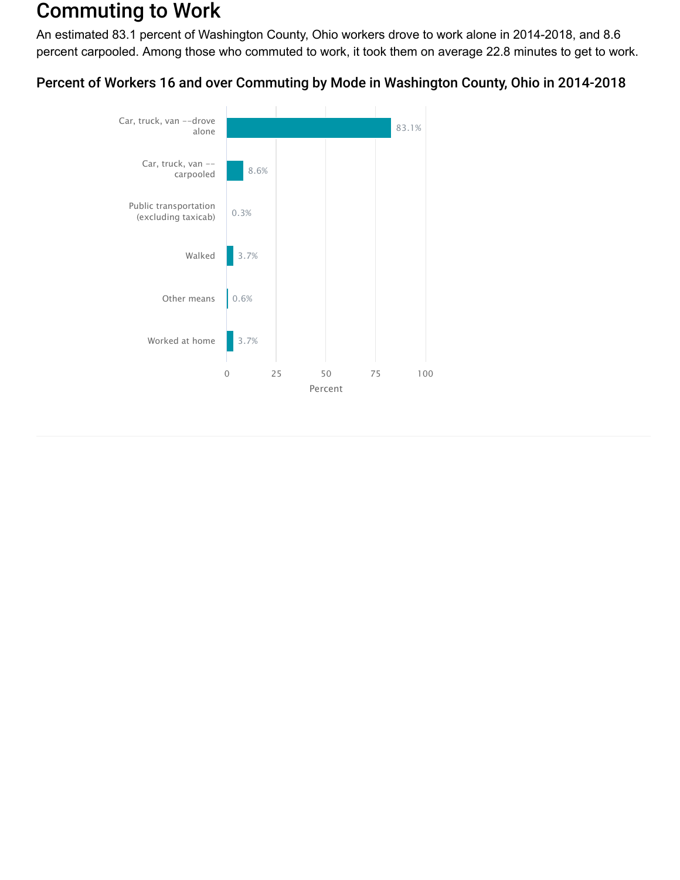# Commuting to Work

An estimated 83.1 percent of Washington County, Ohio workers drove to work alone in 2014-2018, and 8.6 percent carpooled. Among those who commuted to work, it took them on average 22.8 minutes to get to work.

## Percent of Workers 16 and over Commuting by Mode in Washington County, Ohio in 2014-2018

| Mode | Percent |
| --- | --- |
| Car, truck, van --drove alone | 83.1% |
| Car, truck, van -- carpooled | 8.6% |
| Public transportation (excluding taxicab) | 0.3% |
| Walked | 3.7% |
| Other means | 0.6% |
| Worked at home | 3.7% |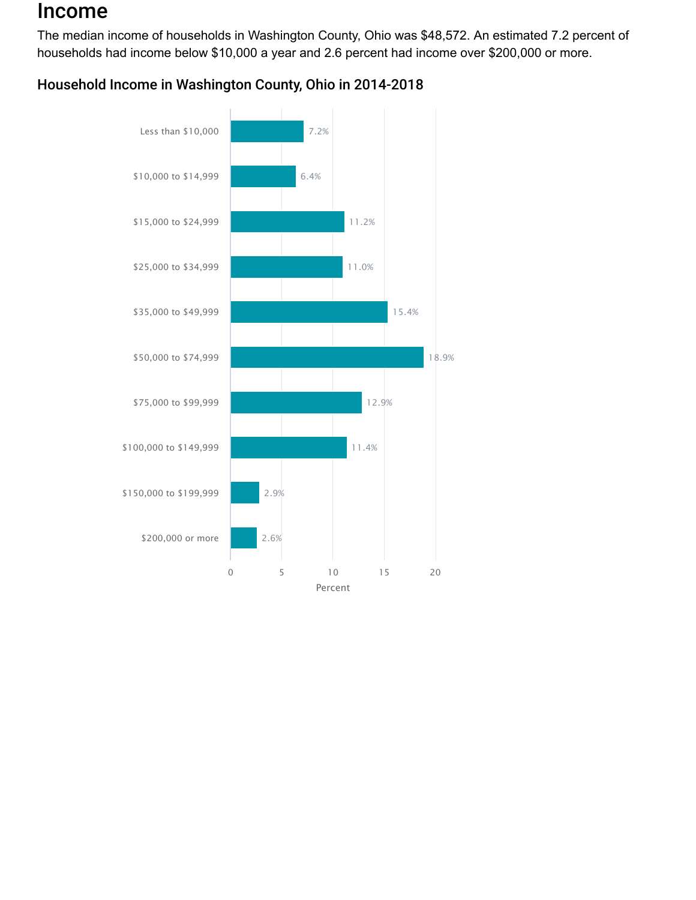# Income

The median income of households in Washington County, Ohio was $48,572. An estimated 7.2 percent of households had income below $10,000 a year and 2.6 percent had income over $200,000 or more.

## Household Income in Washington County, Ohio in 2014-2018

| Income | Percent |
|---|---|
| Less than $10,000 | 7.2% |
| $10,000 to $14,999 | 6.4% |
| $15,000 to $24,999 | 11.2% |
| $25,000 to $34,999 | 11.0% |
| $35,000 to $49,999 | 15.4% |
| $50,000 to $74,999 | 18.9% |
| $75,000 to $99,999 | 12.9% |
| $100,000 to $149,999 | 11.4% |
| $150,000 to $199,999 | 2.9% |
| $200,000 or more | 2.6% |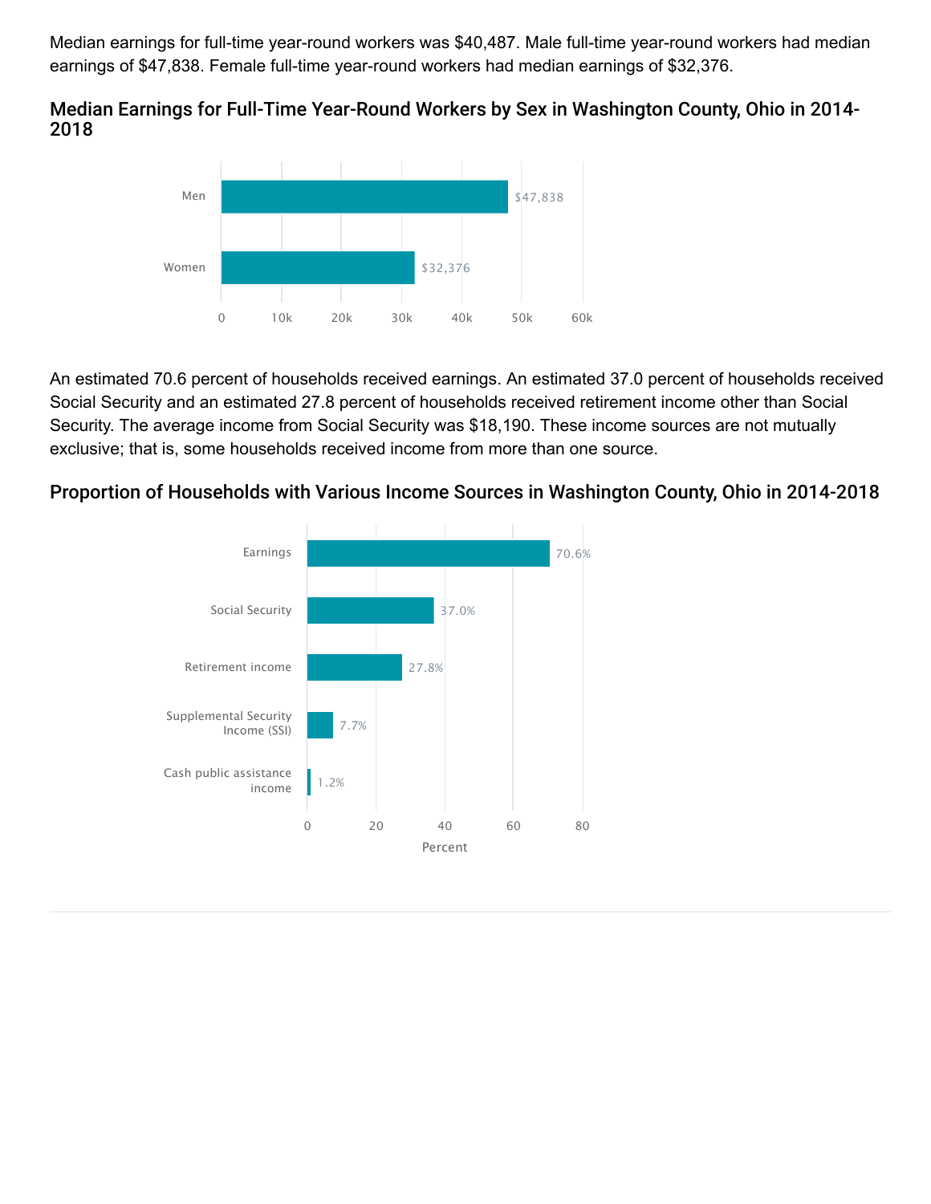Median earnings for full-time year-round workers was $40,487. Male full-time year-round workers had median earnings of $47,838. Female full-time year-round workers had median earnings of $32,376.

### Median Earnings for Full-Time Year-Round Workers by Sex in Washington County, Ohio in 2014-2018

| Sex | Median Earnings |
| --- | --- |
| Men | $47,838 |
| Women | $32,376 |

An estimated 70.6 percent of households received earnings. An estimated 37.0 percent of households received Social Security and an estimated 27.8 percent of households received retirement income other than Social Security. The average income from Social Security was $18,190. These income sources are not mutually exclusive; that is, some households received income from more than one source.

### Proportion of Households with Various Income Sources in Washington County, Ohio in 2014-2018

| Income Source | Percent |
| --- | --- |
| Earnings | 70.6% |
| Social Security | 37.0% |
| Retirement income | 27.8% |
| Supplemental Security Income (SSI) | 7.7% |
| Cash public assistance income | 1.2% |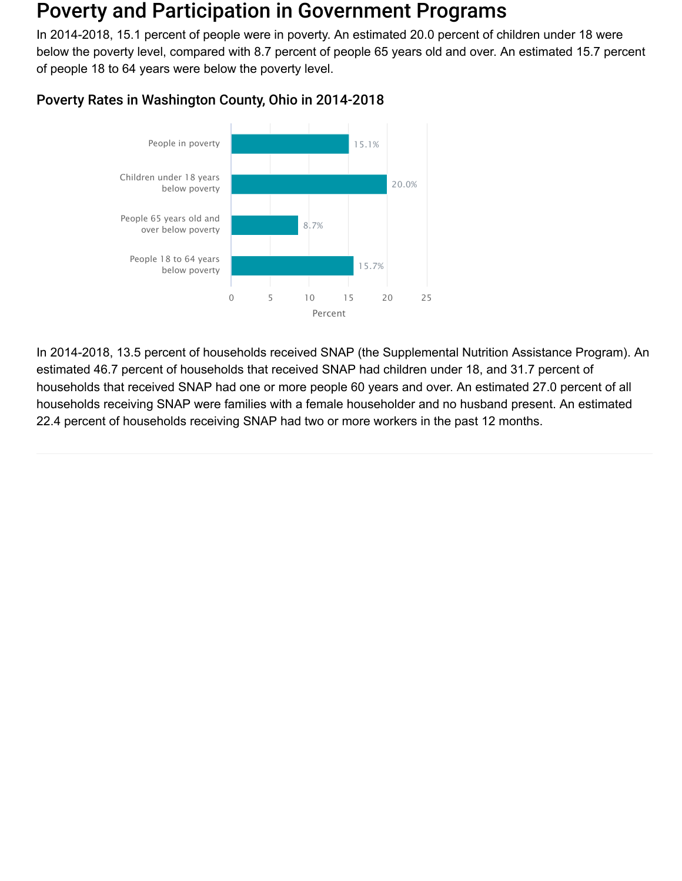# Poverty and Participation in Government Programs

In 2014-2018, 15.1 percent of people were in poverty. An estimated 20.0 percent of children under 18 were below the poverty level, compared with 8.7 percent of people 65 years old and over. An estimated 15.7 percent of people 18 to 64 years were below the poverty level.

## Poverty Rates in Washington County, Ohio in 2014-2018

| Category | Percent |
| --- | --- |
| People in poverty | 15.1% |
| Children under 18 years below poverty | 20.0% |
| People 65 years old and over below poverty | 8.7% |
| People 18 to 64 years below poverty | 15.7% |

In 2014-2018, 13.5 percent of households received SNAP (the Supplemental Nutrition Assistance Program). An estimated 46.7 percent of households that received SNAP had children under 18, and 31.7 percent of households that received SNAP had one or more people 60 years and over. An estimated 27.0 percent of all households receiving SNAP were families with a female householder and no husband present. An estimated 22.4 percent of households receiving SNAP had two or more workers in the past 12 months.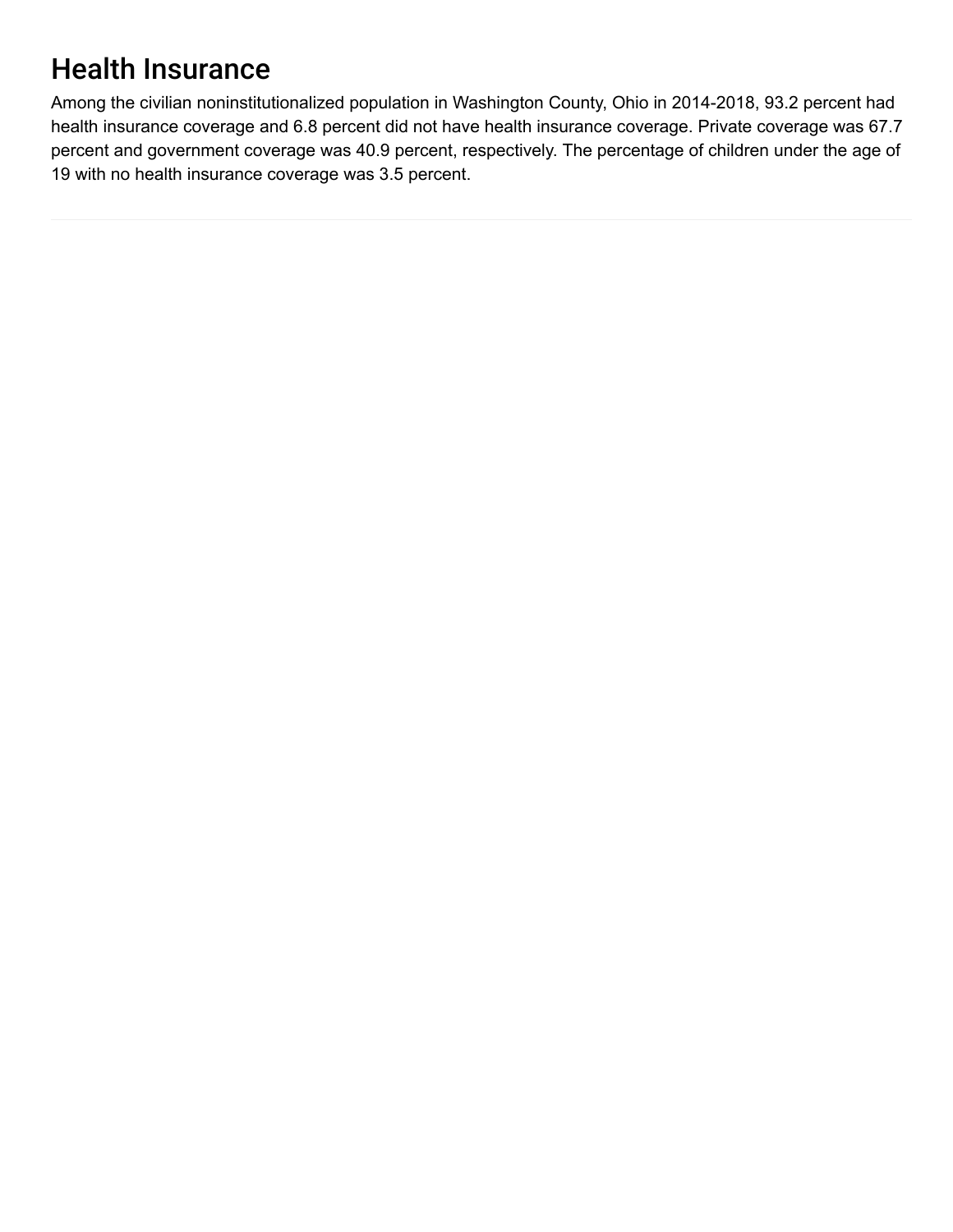## Health Insurance

Among the civilian noninstitutionalized population in Washington County, Ohio in 2014-2018, 93.2 percent had health insurance coverage and 6.8 percent did not have health insurance coverage. Private coverage was 67.7 percent and government coverage was 40.9 percent, respectively. The percentage of children under the age of 19 with no health insurance coverage was 3.5 percent.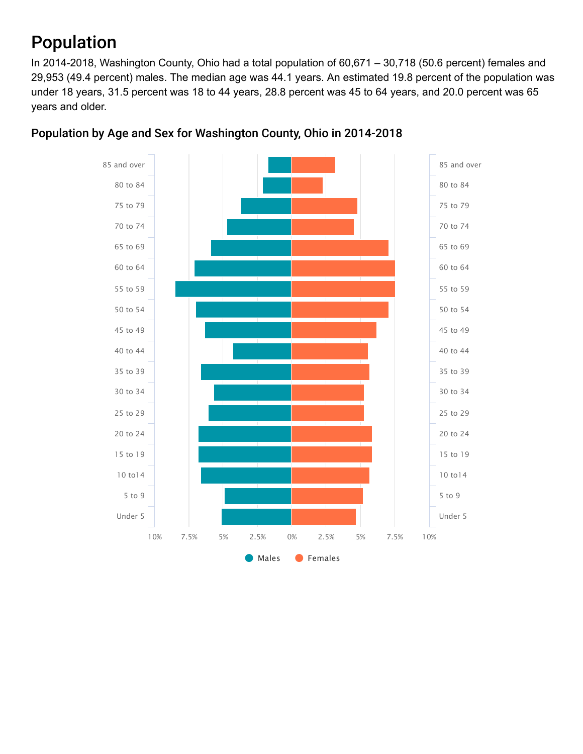# Population

In 2014-2018, Washington County, Ohio had a total population of 60,671 – 30,718 (50.6 percent) females and 29,953 (49.4 percent) males. The median age was 44.1 years. An estimated 19.8 percent of the population was under 18 years, 31.5 percent was 18 to 44 years, 28.8 percent was 45 to 64 years, and 20.0 percent was 65 years and older.

## Population by Age and Sex for Washington County, Ohio in 2014-2018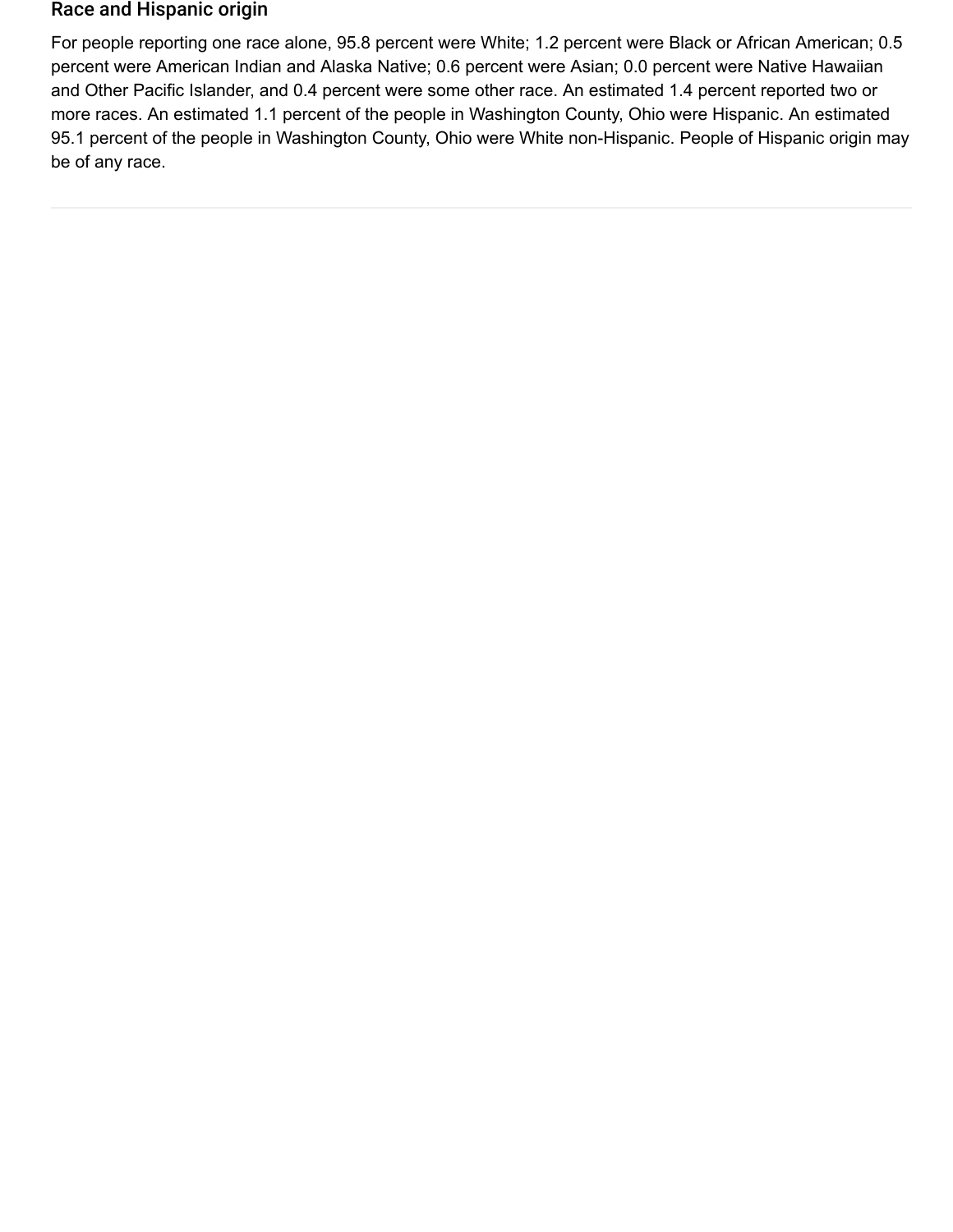## Race and Hispanic origin

For people reporting one race alone, 95.8 percent were White; 1.2 percent were Black or African American; 0.5 percent were American Indian and Alaska Native; 0.6 percent were Asian; 0.0 percent were Native Hawaiian and Other Pacific Islander, and 0.4 percent were some other race. An estimated 1.4 percent reported two or more races. An estimated 1.1 percent of the people in Washington County, Ohio were Hispanic. An estimated 95.1 percent of the people in Washington County, Ohio were White non-Hispanic. People of Hispanic origin may be of any race.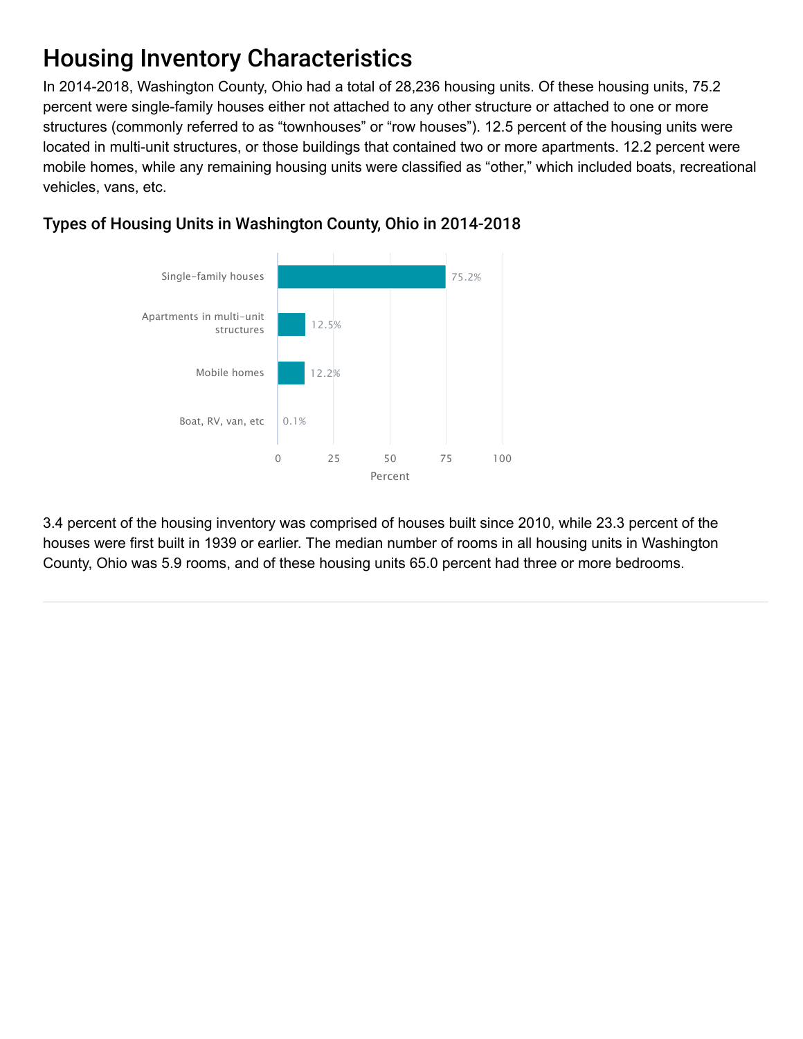# Housing Inventory Characteristics

In 2014-2018, Washington County, Ohio had a total of 28,236 housing units. Of these housing units, 75.2 percent were single-family houses either not attached to any other structure or attached to one or more structures (commonly referred to as "townhouses" or "row houses"). 12.5 percent of the housing units were located in multi-unit structures, or those buildings that contained two or more apartments. 12.2 percent were mobile homes, while any remaining housing units were classified as "other," which included boats, recreational vehicles, vans, etc.

## Types of Housing Units in Washington County, Ohio in 2014-2018

| Type | Percent |
|---|---|
| Single-family houses | 75.2% |
| Apartments in multi-unit structures | 12.5% |
| Mobile homes | 12.2% |
| Boat, RV, van, etc | 0.1% |

3.4 percent of the housing inventory was comprised of houses built since 2010, while 23.3 percent of the houses were first built in 1939 or earlier. The median number of rooms in all housing units in Washington County, Ohio was 5.9 rooms, and of these housing units 65.0 percent had three or more bedrooms.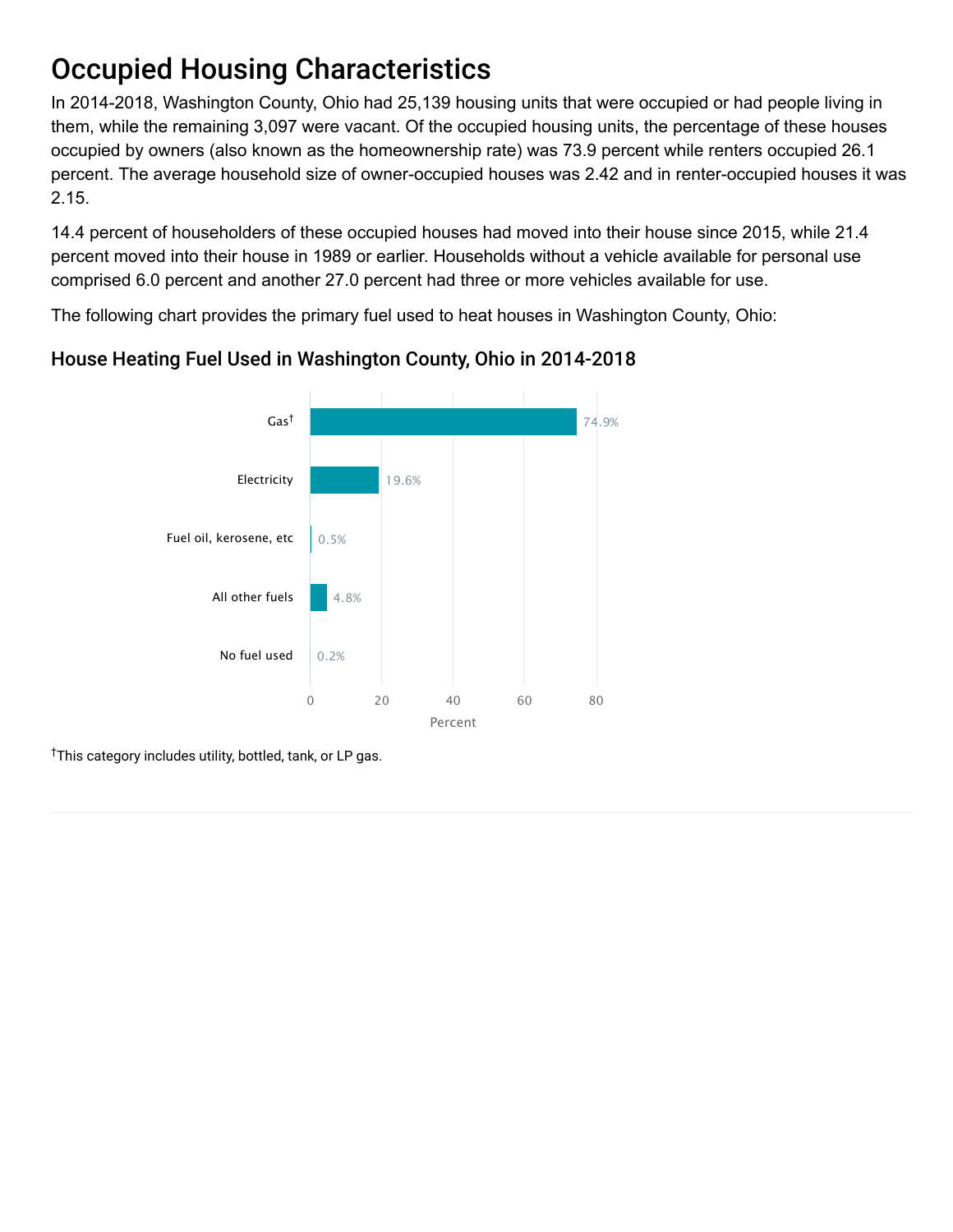# Occupied Housing Characteristics

In 2014-2018, Washington County, Ohio had 25,139 housing units that were occupied or had people living in them, while the remaining 3,097 were vacant. Of the occupied housing units, the percentage of these houses occupied by owners (also known as the homeownership rate) was 73.9 percent while renters occupied 26.1 percent. The average household size of owner-occupied houses was 2.42 and in renter-occupied houses it was 2.15.

14.4 percent of householders of these occupied houses had moved into their house since 2015, while 21.4 percent moved into their house in 1989 or earlier. Households without a vehicle available for personal use comprised 6.0 percent and another 27.0 percent had three or more vehicles available for use.

The following chart provides the primary fuel used to heat houses in Washington County, Ohio:

## House Heating Fuel Used in Washington County, Ohio in 2014-2018

| Fuel | Percent |
| --- | --- |
| Gas† | 74.9% |
| Electricity | 19.6% |
| Fuel oil, kerosene, etc | 0.5% |
| All other fuels | 4.8% |
| No fuel used | 0.2% |

†This category includes utility, bottled, tank, or LP gas.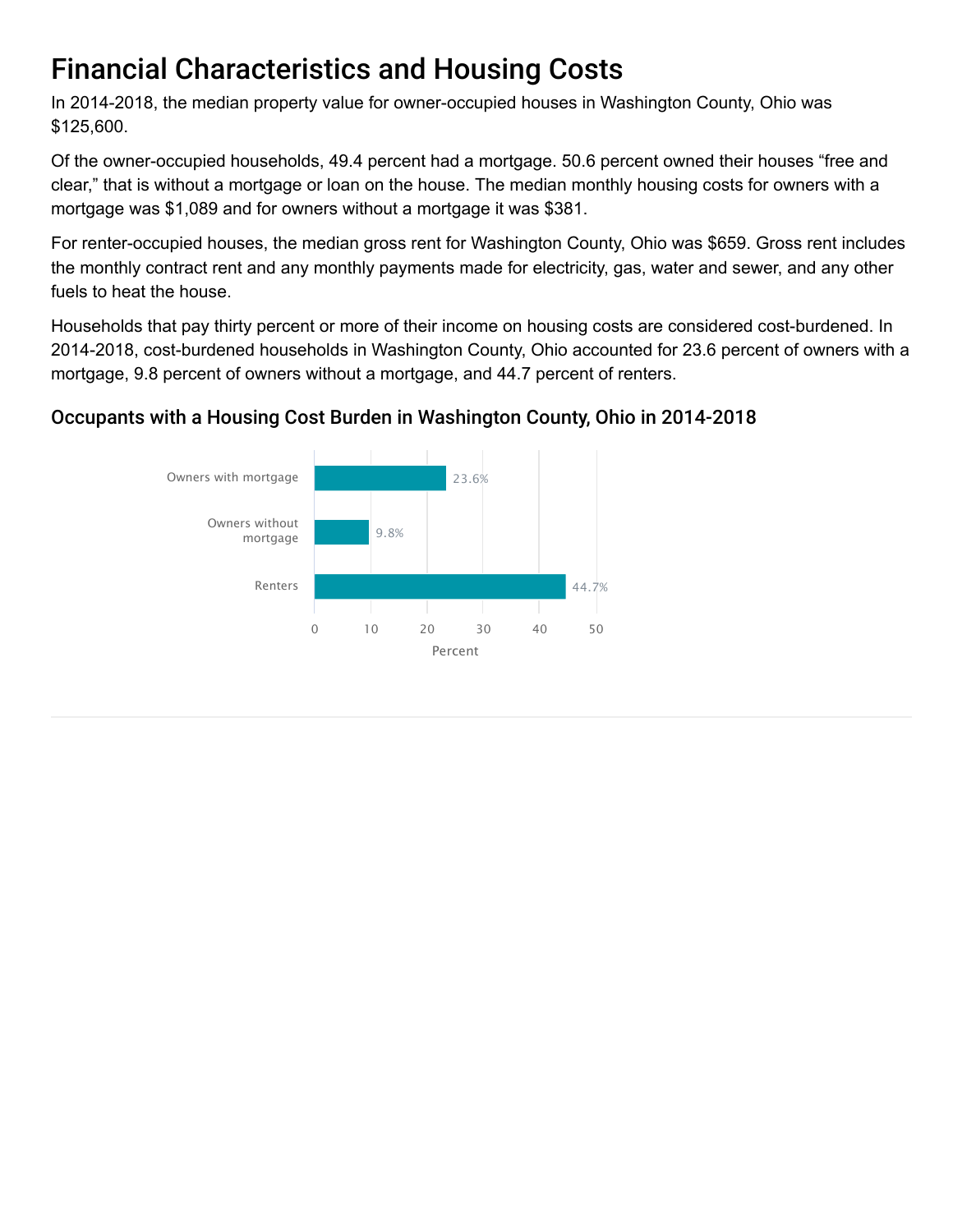# Financial Characteristics and Housing Costs

In 2014-2018, the median property value for owner-occupied houses in Washington County, Ohio was $125,600.

Of the owner-occupied households, 49.4 percent had a mortgage. 50.6 percent owned their houses "free and clear," that is without a mortgage or loan on the house. The median monthly housing costs for owners with a mortgage was $1,089 and for owners without a mortgage it was $381.

For renter-occupied houses, the median gross rent for Washington County, Ohio was $659. Gross rent includes the monthly contract rent and any monthly payments made for electricity, gas, water and sewer, and any other fuels to heat the house.

Households that pay thirty percent or more of their income on housing costs are considered cost-burdened. In 2014-2018, cost-burdened households in Washington County, Ohio accounted for 23.6 percent of owners with a mortgage, 9.8 percent of owners without a mortgage, and 44.7 percent of renters.

## Occupants with a Housing Cost Burden in Washington County, Ohio in 2014-2018

| | Percent |
|---|---|
| Owners with mortgage | 23.6% |
| Owners without mortgage | 9.8% |
| Renters | 44.7% |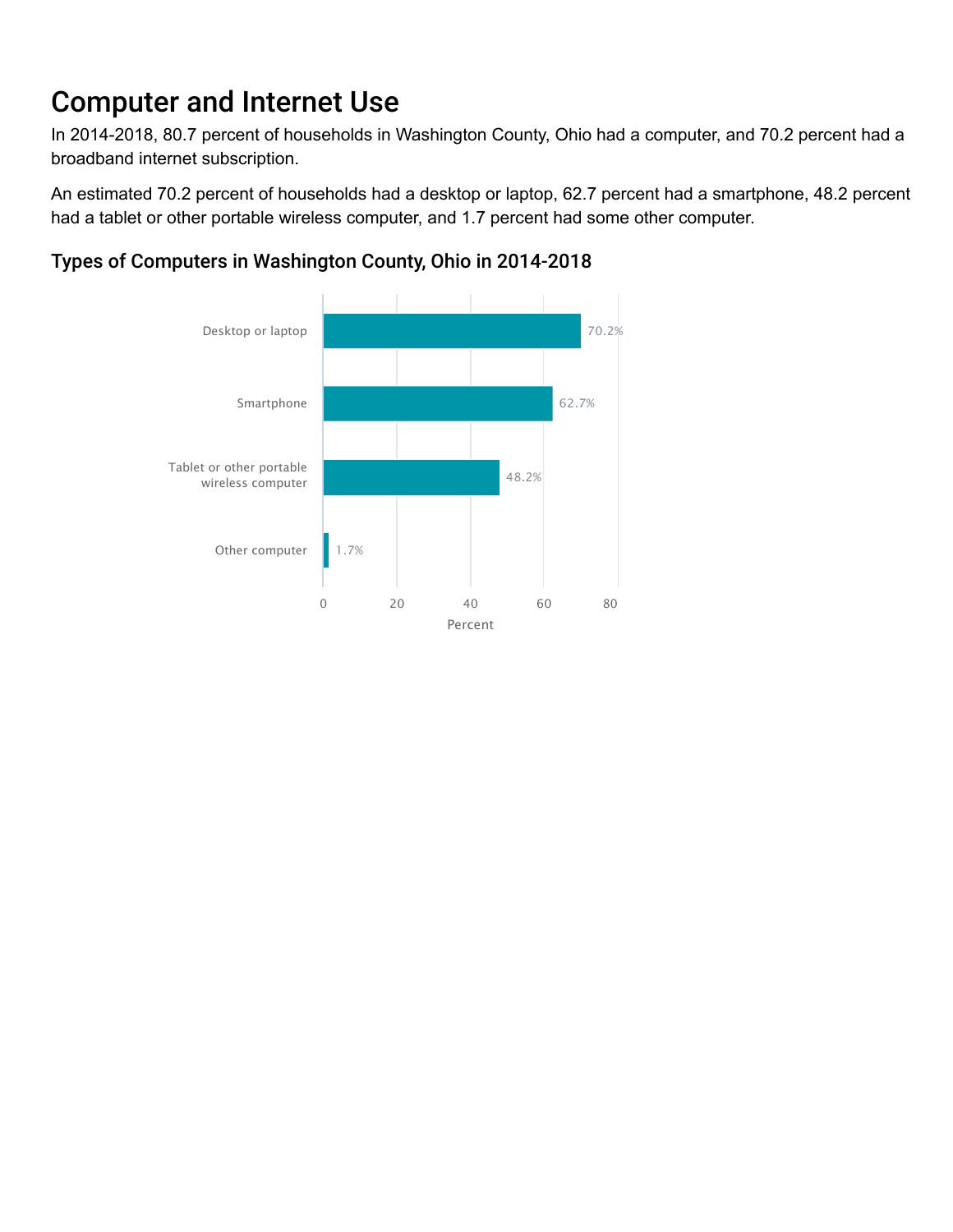# Computer and Internet Use

In 2014-2018, 80.7 percent of households in Washington County, Ohio had a computer, and 70.2 percent had a broadband internet subscription.

An estimated 70.2 percent of households had a desktop or laptop, 62.7 percent had a smartphone, 48.2 percent had a tablet or other portable wireless computer, and 1.7 percent had some other computer.

## Types of Computers in Washington County, Ohio in 2014-2018

| Type | Percent |
| --- | --- |
| Desktop or laptop | 70.2% |
| Smartphone | 62.7% |
| Tablet or other portable wireless computer | 48.2% |
| Other computer | 1.7% |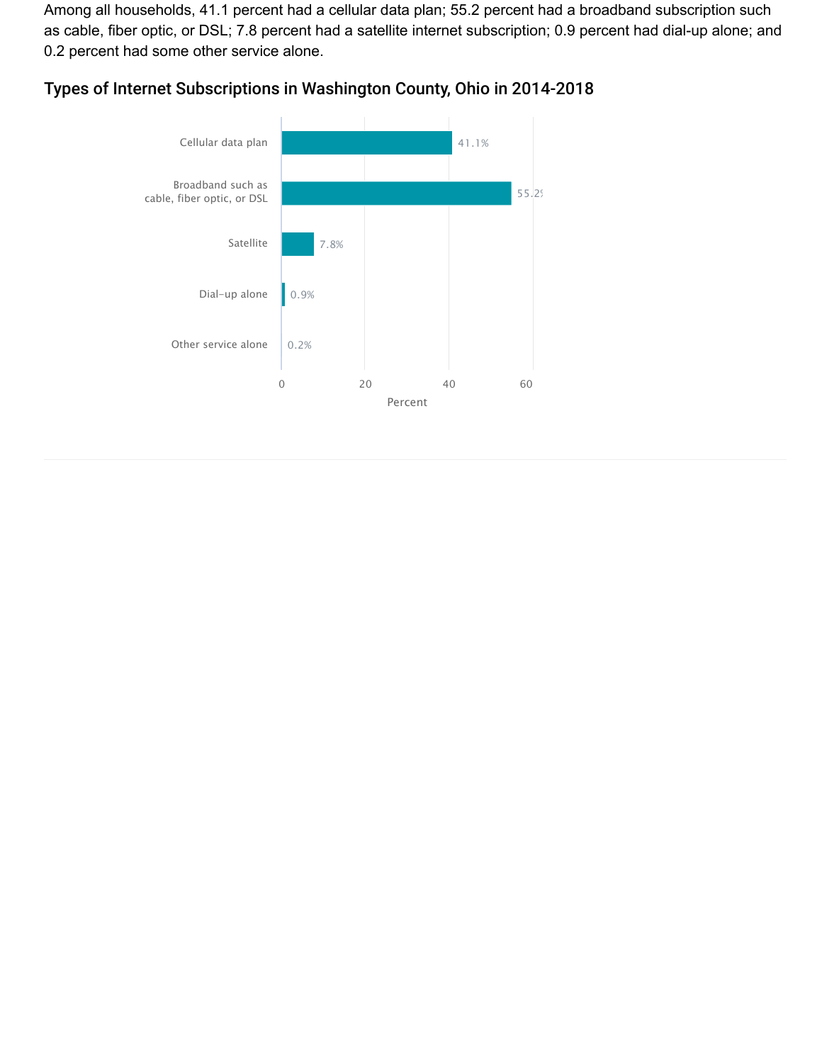Among all households, 41.1 percent had a cellular data plan; 55.2 percent had a broadband subscription such as cable, fiber optic, or DSL; 7.8 percent had a satellite internet subscription; 0.9 percent had dial-up alone; and 0.2 percent had some other service alone.

## Types of Internet Subscriptions in Washington County, Ohio in 2014-2018

Cellular data plan 41.1%

Broadband such as cable, fiber optic, or DSL 55.2%

Satellite 7.8%

Dial-up alone 0.9%

Other service alone 0.2%

0 20 40 60

Percent